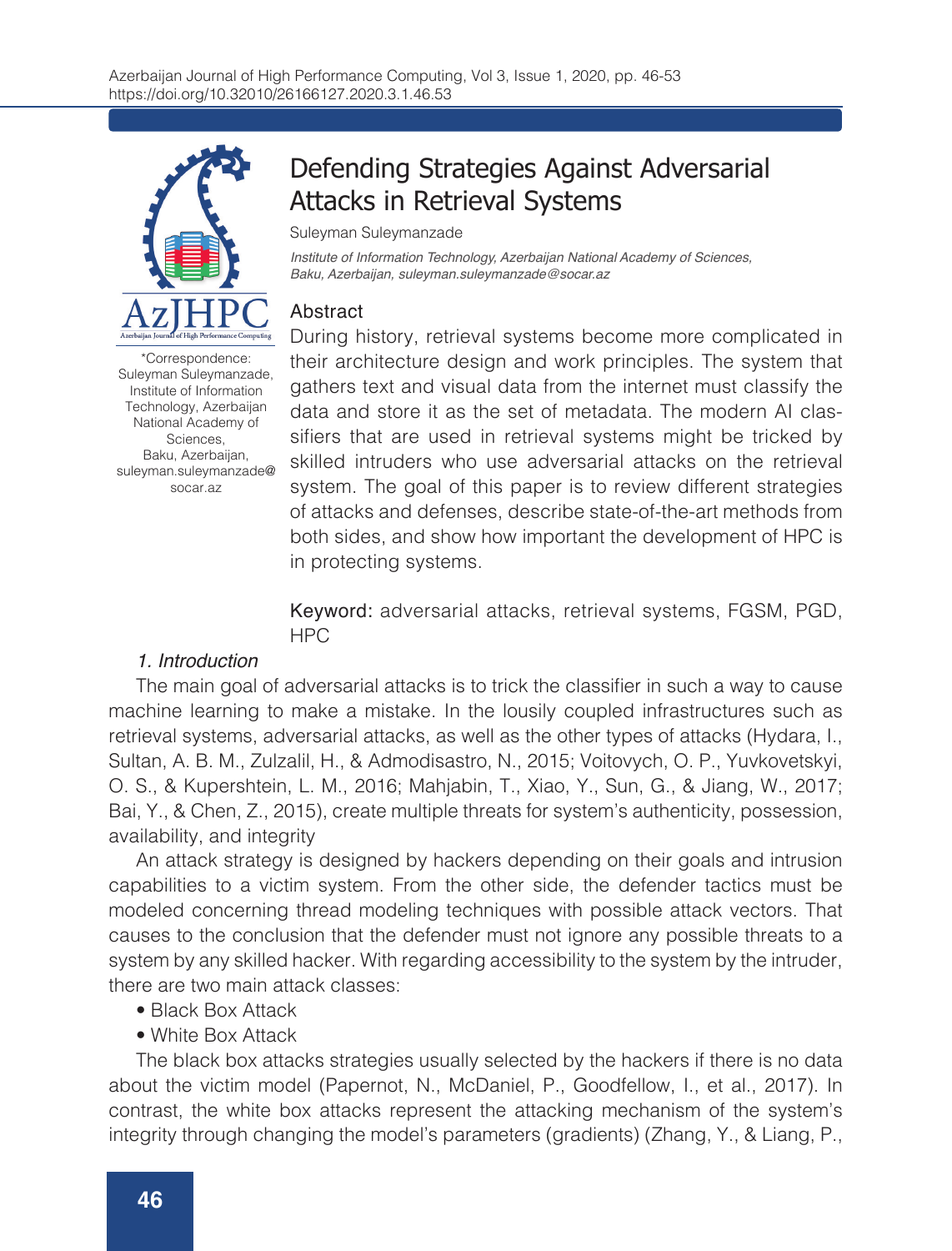# Defending Strategies Against Adversarial Attacks in Retrieval Systems

Suleyman Suleymanzade

*Institute of Information Technology, Azerbaijan National Academy of Sciences, Baku, Azerbaijan, suleyman.suleymanzade@socar.az*

\*Correspondence: Suleyman Suleymanzade, Institute of Information Technology, Azerbaijan National Academy of Sciences, Baku, Azerbaijan, suleyman.suleymanzade@socar.az

## Abstract

During history, retrieval systems become more complicated in their architecture design and work principles. The system that gathers text and visual data from the internet must classify the data and store it as the set of metadata. The modern AI classifiers that are used in retrieval systems might be tricked by skilled intruders who use adversarial attacks on the retrieval system. The goal of this paper is to review different strategies of attacks and defenses, describe state-of-the-art methods from both sides, and show how important the development of HPC is in protecting systems.

**Keyword:** adversarial attacks, retrieval systems, FGSM, PGD, HPC

## *1. Introduction*

The main goal of adversarial attacks is to trick the classifier in such a way to cause machine learning to make a mistake. In the lousily coupled infrastructures such as retrieval systems, adversarial attacks, as well as the other types of attacks (Hydara, I., Sultan, A. B. M., Zulzalil, H., & Admodisastro, N., 2015; Voitovych, O. P., Yuvkovetskyi, O. S., & Kupershtein, L. M., 2016; Mahjabin, T., Xiao, Y., Sun, G., & Jiang, W., 2017; Bai, Y., & Chen, Z., 2015), create multiple threats for system's authenticity, possession, availability, and integrity

An attack strategy is designed by hackers depending on their goals and intrusion capabilities to a victim system. From the other side, the defender tactics must be modeled concerning thread modeling techniques with possible attack vectors. That causes to the conclusion that the defender must not ignore any possible threats to a system by any skilled hacker. With regarding accessibility to the system by the intruder, there are two main attack classes:

- Black Box Attack
- White Box Attack

The black box attacks strategies usually selected by the hackers if there is no data about the victim model (Papernot, N., McDaniel, P., Goodfellow, I., et al., 2017). In contrast, the white box attacks represent the attacking mechanism of the system's integrity through changing the model's parameters (gradients) (Zhang, Y., & Liang, P.,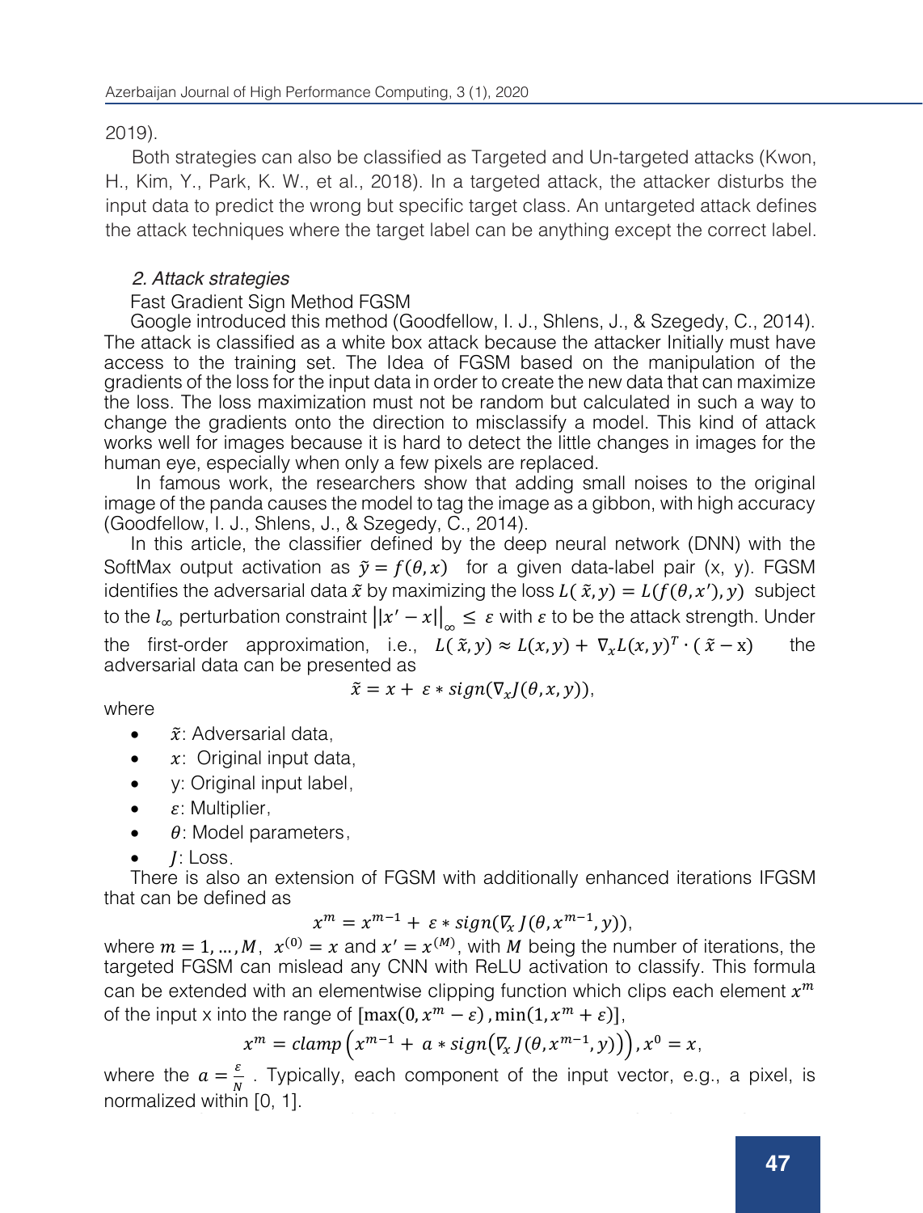2019).

Both strategies can also be classified as Targeted and Un-targeted attacks (Kwon, H., Kim, Y., Park, K. W., et al., 2018). In a targeted attack, the attacker disturbs the input data to predict the wrong but specific target class. An untargeted attack defines the attack techniques where the target label can be anything except the correct label.

### *2. Attack strategies*

Fast Gradient Sign Method FGSM

Google introduced this method (Goodfellow, I. J., Shlens, J., & Szegedy, C., 2014). The attack is classified as a white box attack because the attacker Initially must have access to the training set. The Idea of FGSM based on the manipulation of the gradients of the loss for the input data in order to create the new data that can maximize the loss. The loss maximization must not be random but calculated in such a way to change the gradients onto the direction to misclassify a model. This kind of attack works well for images because it is hard to detect the little changes in images for the human eye, especially when only a few pixels are replaced.

In famous work, the researchers show that adding small noises to the original image of the panda causes the model to tag the image as a gibbon, with high accuracy (Goodfellow, I. J., Shlens, J., & Szegedy, C., 2014).

In this article, the classifier defined by the deep neural network (DNN) with the SoftMax output activation as $\tilde{y} = f(\theta, x)$ for a given data-label pair (x, y). FGSM identifies the adversarial data $\tilde{x}$ by maximizing the loss $L(\tilde{x}, y) = L(f(\theta, x'), y)$ subject to the $l_\infty$ perturbation constraint $\|x' - x\|_\infty \leq \varepsilon$ with $\varepsilon$ to be the attack strength. Under the first-order approximation, i.e., $L(\tilde{x}, y) \approx L(x, y) + \nabla_x L(x, y)^T \cdot (\tilde{x} - x)$ the adversarial data can be presented as

$$\tilde{x} = x + \varepsilon * sign(\nabla_x J(\theta, x, y)),$$

where

- $\tilde{x}$: Adversarial data,
- $x$: Original input data,
- y: Original input label,
- $\varepsilon$: Multiplier,
- $\theta$: Model parameters,
- $J$: Loss.

There is also an extension of FGSM with additionally enhanced iterations IFGSM that can be defined as

$$x^m = x^{m-1} + \varepsilon * sign(\nabla_x J(\theta, x^{m-1}, y)),$$

where $m = 1, \ldots, M$, $x^{(0)} = x$ and $x' = x^{(M)}$, with $M$ being the number of iterations, the targeted FGSM can mislead any CNN with ReLU activation to classify. This formula can be extended with an elementwise clipping function which clips each element $x^m$ of the input x into the range of $[\max(0, x^m - \varepsilon), \min(1, x^m + \varepsilon)]$,

$$x^m = clamp\left(x^{m-1} + a * sign\left(\nabla_x J(\theta, x^{m-1}, y)\right)\right), x^0 = x,$$

where the $a = \frac{\varepsilon}{N}$. Typically, each component of the input vector, e.g., a pixel, is normalized within [0, 1].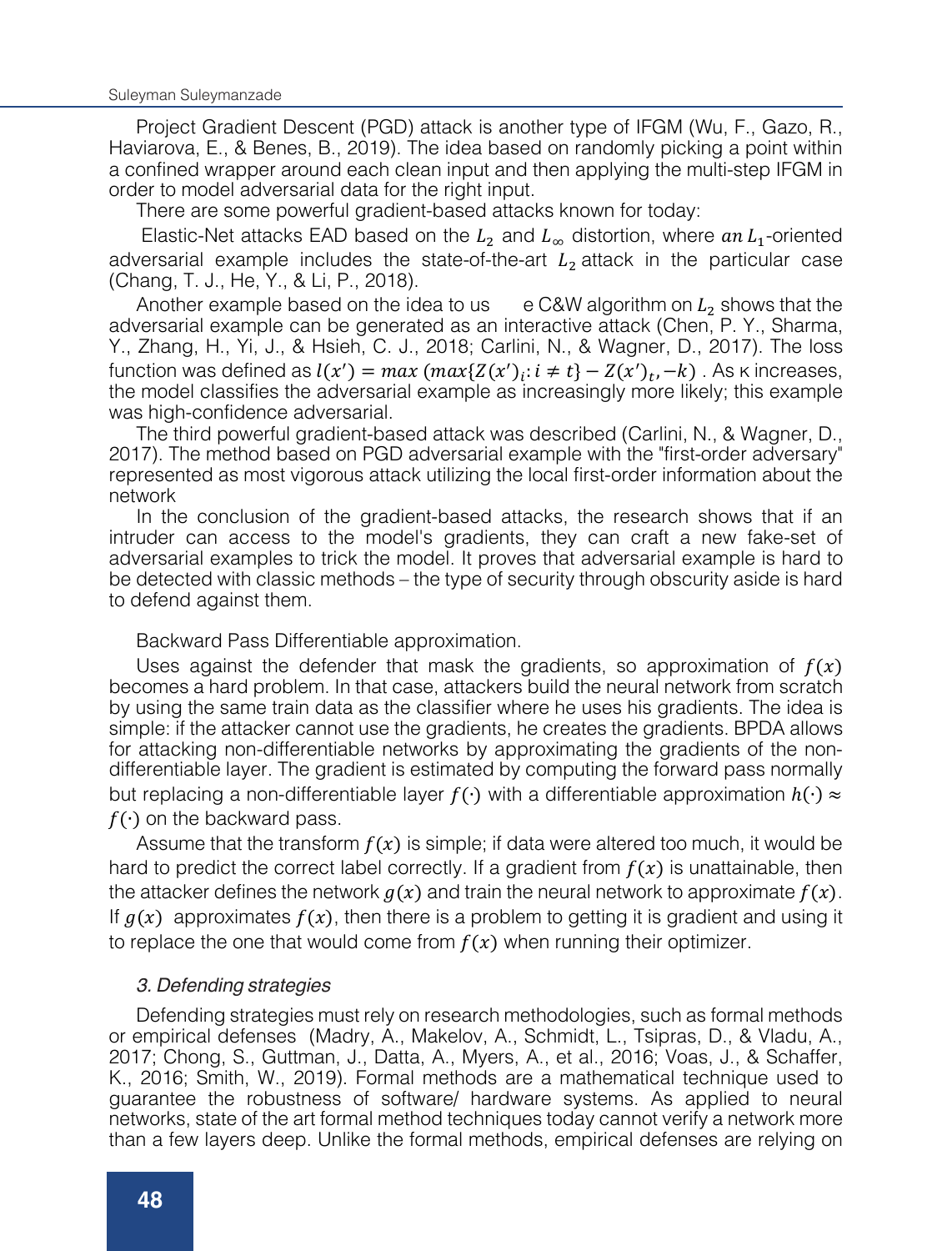Project Gradient Descent (PGD) attack is another type of IFGM (Wu, F., Gazo, R., Haviarova, E., & Benes, B., 2019). The idea based on randomly picking a point within a confined wrapper around each clean input and then applying the multi-step IFGM in order to model adversarial data for the right input.

There are some powerful gradient-based attacks known for today:

Elastic-Net attacks EAD based on the $L_2$ and $L_\infty$ distortion, where $an\, L_1$-oriented adversarial example includes the state-of-the-art $L_2$ attack in the particular case (Chang, T. J., He, Y., & Li, P., 2018).

Another example based on the idea to us e C&W algorithm on $L_2$ shows that the adversarial example can be generated as an interactive attack (Chen, P. Y., Sharma, Y., Zhang, H., Yi, J., & Hsieh, C. J., 2018; Carlini, N., & Wagner, D., 2017). The loss function was defined as $l(x') = max\,(max\{Z(x')_i : i \neq t\} - Z(x')_t, -k)$ . As κ increases, the model classifies the adversarial example as increasingly more likely; this example was high-confidence adversarial.

The third powerful gradient-based attack was described (Carlini, N., & Wagner, D., 2017). The method based on PGD adversarial example with the "first-order adversary" represented as most vigorous attack utilizing the local first-order information about the network

In the conclusion of the gradient-based attacks, the research shows that if an intruder can access to the model's gradients, they can craft a new fake-set of adversarial examples to trick the model. It proves that adversarial example is hard to be detected with classic methods – the type of security through obscurity aside is hard to defend against them.

Backward Pass Differentiable approximation.

Uses against the defender that mask the gradients, so approximation of $f(x)$ becomes a hard problem. In that case, attackers build the neural network from scratch by using the same train data as the classifier where he uses his gradients. The idea is simple: if the attacker cannot use the gradients, he creates the gradients. BPDA allows for attacking non-differentiable networks by approximating the gradients of the non-differentiable layer. The gradient is estimated by computing the forward pass normally but replacing a non-differentiable layer $f(\cdot)$ with a differentiable approximation $h(\cdot) \approx f(\cdot)$ on the backward pass.

Assume that the transform $f(x)$ is simple; if data were altered too much, it would be hard to predict the correct label correctly. If a gradient from $f(x)$ is unattainable, then the attacker defines the network $g(x)$ and train the neural network to approximate $f(x)$. If $g(x)$ approximates $f(x)$, then there is a problem to getting it is gradient and using it to replace the one that would come from $f(x)$ when running their optimizer.

### *3. Defending strategies*

Defending strategies must rely on research methodologies, such as formal methods or empirical defenses (Madry, A., Makelov, A., Schmidt, L., Tsipras, D., & Vladu, A., 2017; Chong, S., Guttman, J., Datta, A., Myers, A., et al., 2016; Voas, J., & Schaffer, K., 2016; Smith, W., 2019). Formal methods are a mathematical technique used to guarantee the robustness of software/ hardware systems. As applied to neural networks, state of the art formal method techniques today cannot verify a network more than a few layers deep. Unlike the formal methods, empirical defenses are relying on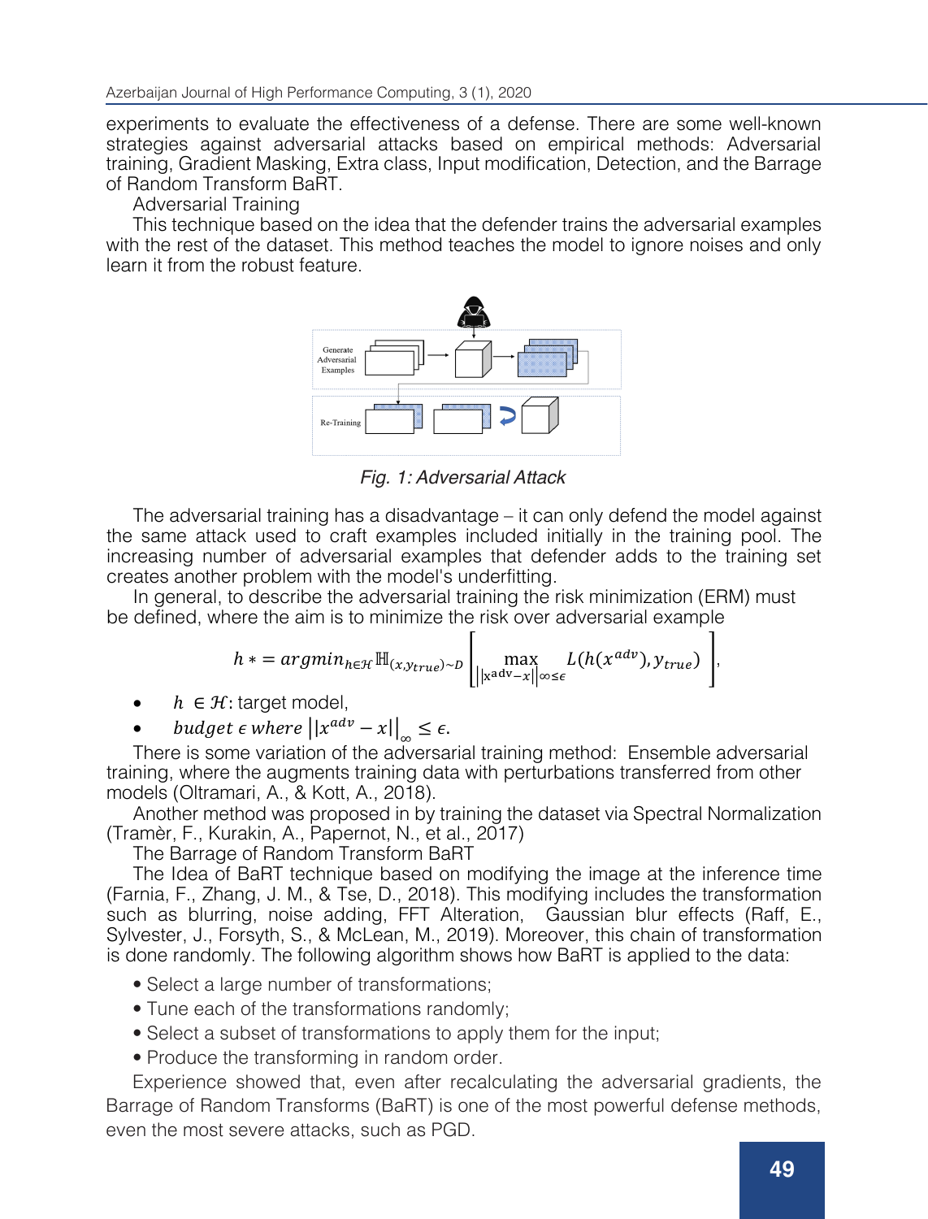experiments to evaluate the effectiveness of a defense. There are some well-known strategies against adversarial attacks based on empirical methods: Adversarial training, Gradient Masking, Extra class, Input modification, Detection, and the Barrage of Random Transform BaRT.

Adversarial Training

This technique based on the idea that the defender trains the adversarial examples with the rest of the dataset. This method teaches the model to ignore noises and only learn it from the robust feature.

*Fig. 1: Adversarial Attack*

The adversarial training has a disadvantage – it can only defend the model against the same attack used to craft examples included initially in the training pool. The increasing number of adversarial examples that defender adds to the training set creates another problem with the model's underfitting.

In general, to describe the adversarial training the risk minimization (ERM) must be defined, where the aim is to minimize the risk over adversarial example

$$h* = argmin_{h\in\mathcal{H}} \mathbb{H}_{(x,y_{true})\sim D}\left[\max_{\|x^{adv}-x\|_\infty\leq\epsilon} L(h(x^{adv}), y_{true})\right],$$

- $h \in \mathcal{H}$: target model,
- $budget\ \epsilon\ where\ \|x^{adv} - x\|_\infty \leq \epsilon.$

There is some variation of the adversarial training method: Ensemble adversarial training, where the augments training data with perturbations transferred from other models (Oltramari, A., & Kott, A., 2018).

Another method was proposed in by training the dataset via Spectral Normalization (Tramèr, F., Kurakin, A., Papernot, N., et al., 2017)

The Barrage of Random Transform BaRT

The Idea of BaRT technique based on modifying the image at the inference time (Farnia, F., Zhang, J. M., & Tse, D., 2018). This modifying includes the transformation such as blurring, noise adding, FFT Alteration, Gaussian blur effects (Raff, E., Sylvester, J., Forsyth, S., & McLean, M., 2019). Moreover, this chain of transformation is done randomly. The following algorithm shows how BaRT is applied to the data:

- Select a large number of transformations;
- Tune each of the transformations randomly;
- Select a subset of transformations to apply them for the input;
- Produce the transforming in random order.

Experience showed that, even after recalculating the adversarial gradients, the Barrage of Random Transforms (BaRT) is one of the most powerful defense methods, even the most severe attacks, such as PGD.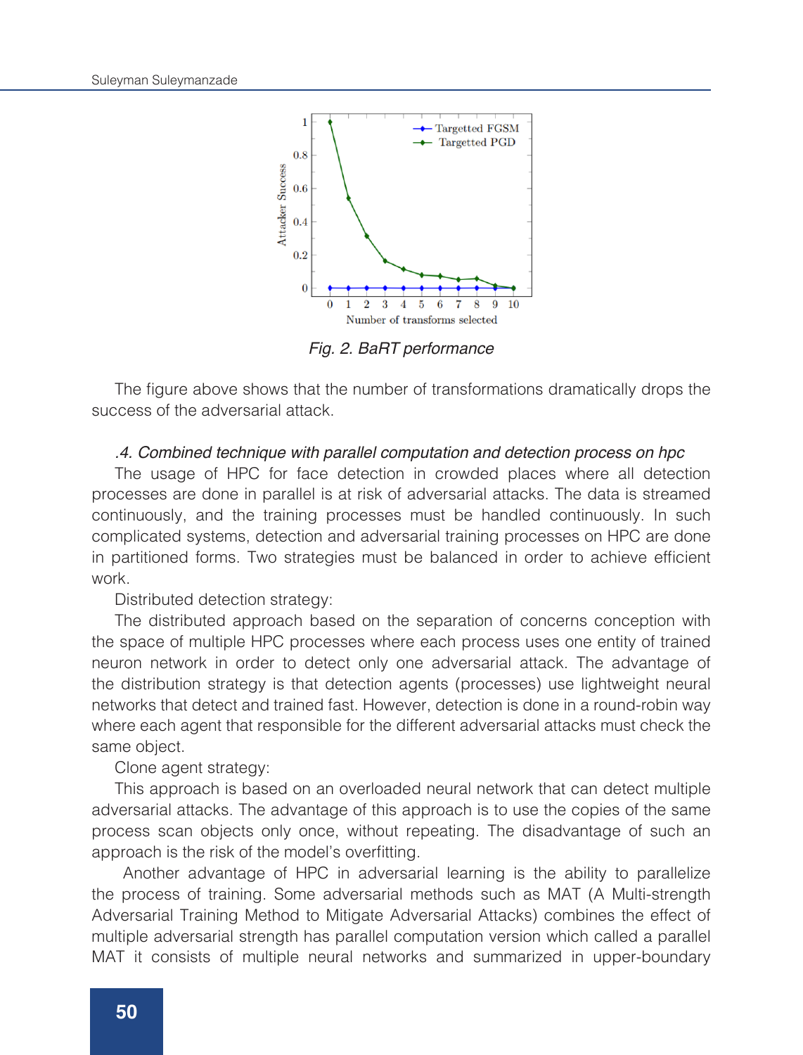Fig. 2. BaRT performance

The figure above shows that the number of transformations dramatically drops the success of the adversarial attack.

*.4. Combined technique with parallel computation and detection process on hpc*

The usage of HPC for face detection in crowded places where all detection processes are done in parallel is at risk of adversarial attacks. The data is streamed continuously, and the training processes must be handled continuously. In such complicated systems, detection and adversarial training processes on HPC are done in partitioned forms. Two strategies must be balanced in order to achieve efficient work.

Distributed detection strategy:

The distributed approach based on the separation of concerns conception with the space of multiple HPC processes where each process uses one entity of trained neuron network in order to detect only one adversarial attack. The advantage of the distribution strategy is that detection agents (processes) use lightweight neural networks that detect and trained fast. However, detection is done in a round-robin way where each agent that responsible for the different adversarial attacks must check the same object.

Clone agent strategy:

This approach is based on an overloaded neural network that can detect multiple adversarial attacks. The advantage of this approach is to use the copies of the same process scan objects only once, without repeating. The disadvantage of such an approach is the risk of the model's overfitting.

Another advantage of HPC in adversarial learning is the ability to parallelize the process of training. Some adversarial methods such as MAT (A Multi-strength Adversarial Training Method to Mitigate Adversarial Attacks) combines the effect of multiple adversarial strength has parallel computation version which called a parallel MAT it consists of multiple neural networks and summarized in upper-boundary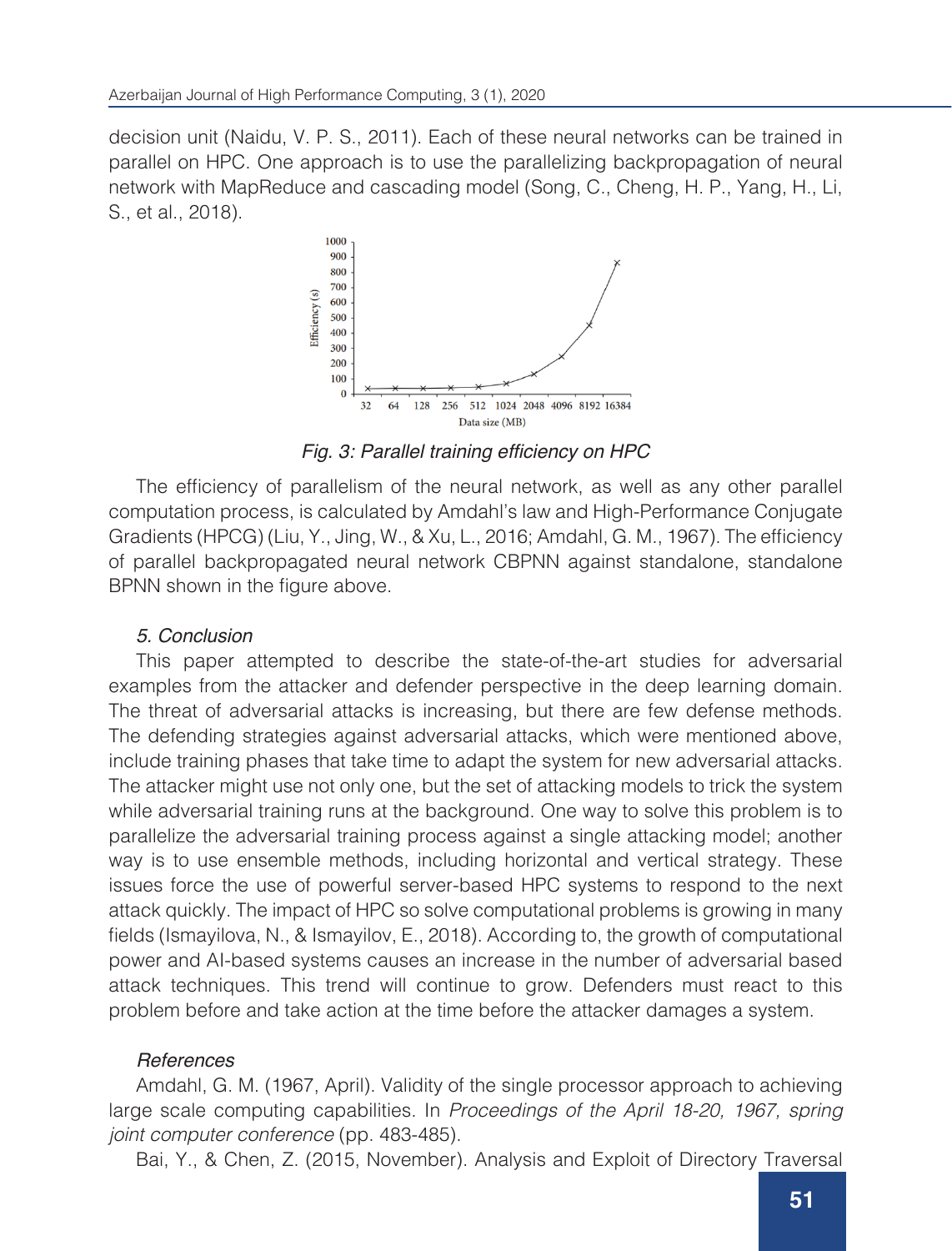decision unit (Naidu, V. P. S., 2011). Each of these neural networks can be trained in parallel on HPC. One approach is to use the parallelizing backpropagation of neural network with MapReduce and cascading model (Song, C., Cheng, H. P., Yang, H., Li, S., et al., 2018).

*Fig. 3: Parallel training efficiency on HPC*

The efficiency of parallelism of the neural network, as well as any other parallel computation process, is calculated by Amdahl's law and High-Performance Conjugate Gradients (HPCG) (Liu, Y., Jing, W., & Xu, L., 2016; Amdahl, G. M., 1967). The efficiency of parallel backpropagated neural network CBPNN against standalone, standalone BPNN shown in the figure above.

### *5. Conclusion*

This paper attempted to describe the state-of-the-art studies for adversarial examples from the attacker and defender perspective in the deep learning domain. The threat of adversarial attacks is increasing, but there are few defense methods. The defending strategies against adversarial attacks, which were mentioned above, include training phases that take time to adapt the system for new adversarial attacks. The attacker might use not only one, but the set of attacking models to trick the system while adversarial training runs at the background. One way to solve this problem is to parallelize the adversarial training process against a single attacking model; another way is to use ensemble methods, including horizontal and vertical strategy. These issues force the use of powerful server-based HPC systems to respond to the next attack quickly. The impact of HPC so solve computational problems is growing in many fields (Ismayilova, N., & Ismayilov, E., 2018). According to, the growth of computational power and AI-based systems causes an increase in the number of adversarial based attack techniques. This trend will continue to grow. Defenders must react to this problem before and take action at the time before the attacker damages a system.

### *References*

Amdahl, G. M. (1967, April). Validity of the single processor approach to achieving large scale computing capabilities. In *Proceedings of the April 18-20, 1967, spring joint computer conference* (pp. 483-485).

Bai, Y., & Chen, Z. (2015, November). Analysis and Exploit of Directory Traversal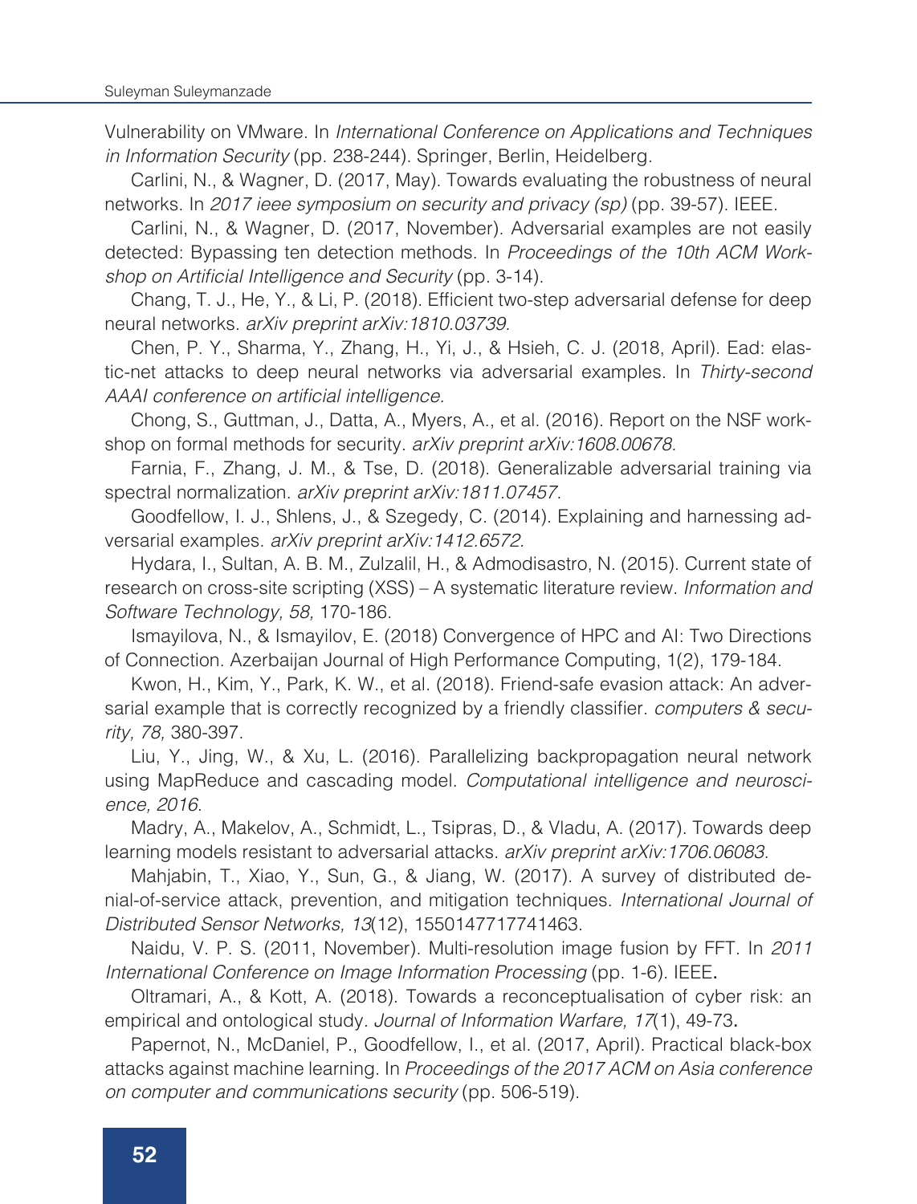Vulnerability on VMware. In *International Conference on Applications and Techniques in Information Security* (pp. 238-244). Springer, Berlin, Heidelberg.

Carlini, N., & Wagner, D. (2017, May). Towards evaluating the robustness of neural networks. In *2017 ieee symposium on security and privacy (sp)* (pp. 39-57). IEEE.

Carlini, N., & Wagner, D. (2017, November). Adversarial examples are not easily detected: Bypassing ten detection methods. In *Proceedings of the 10th ACM Workshop on Artificial Intelligence and Security* (pp. 3-14).

Chang, T. J., He, Y., & Li, P. (2018). Efficient two-step adversarial defense for deep neural networks. *arXiv preprint arXiv:1810.03739.*

Chen, P. Y., Sharma, Y., Zhang, H., Yi, J., & Hsieh, C. J. (2018, April). Ead: elastic-net attacks to deep neural networks via adversarial examples. In *Thirty-second AAAI conference on artificial intelligence.*

Chong, S., Guttman, J., Datta, A., Myers, A., et al. (2016). Report on the NSF workshop on formal methods for security. *arXiv preprint arXiv:1608.00678.*

Farnia, F., Zhang, J. M., & Tse, D. (2018). Generalizable adversarial training via spectral normalization. *arXiv preprint arXiv:1811.07457*.

Goodfellow, I. J., Shlens, J., & Szegedy, C. (2014). Explaining and harnessing adversarial examples. *arXiv preprint arXiv:1412.6572.*

Hydara, I., Sultan, A. B. M., Zulzalil, H., & Admodisastro, N. (2015). Current state of research on cross-site scripting (XSS) – A systematic literature review. *Information and Software Technology, 58,* 170-186.

Ismayilova, N., & Ismayilov, E. (2018) Convergence of HPC and AI: Two Directions of Connection. Azerbaijan Journal of High Performance Computing, 1(2), 179-184.

Kwon, H., Kim, Y., Park, K. W., et al. (2018). Friend-safe evasion attack: An adversarial example that is correctly recognized by a friendly classifier. *computers & security, 78,* 380-397.

Liu, Y., Jing, W., & Xu, L. (2016). Parallelizing backpropagation neural network using MapReduce and cascading model. *Computational intelligence and neuroscience, 2016*.

Madry, A., Makelov, A., Schmidt, L., Tsipras, D., & Vladu, A. (2017). Towards deep learning models resistant to adversarial attacks. *arXiv preprint arXiv:1706.06083*.

Mahjabin, T., Xiao, Y., Sun, G., & Jiang, W. (2017). A survey of distributed denial-of-service attack, prevention, and mitigation techniques. *International Journal of Distributed Sensor Networks, 13*(12), 1550147717741463.

Naidu, V. P. S. (2011, November). Multi-resolution image fusion by FFT. In *2011 International Conference on Image Information Processing* (pp. 1-6). IEEE.

Oltramari, A., & Kott, A. (2018). Towards a reconceptualisation of cyber risk: an empirical and ontological study. *Journal of Information Warfare, 17*(1), 49-73.

Papernot, N., McDaniel, P., Goodfellow, I., et al. (2017, April). Practical black-box attacks against machine learning. In *Proceedings of the 2017 ACM on Asia conference on computer and communications security* (pp. 506-519).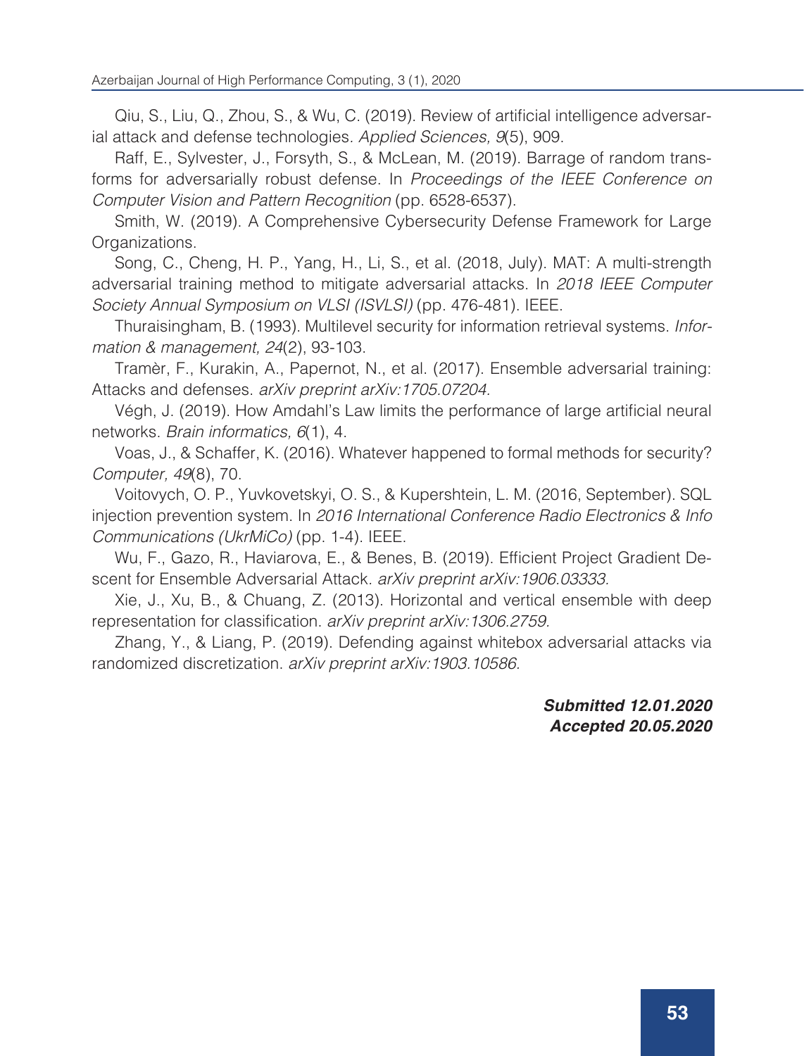Qiu, S., Liu, Q., Zhou, S., & Wu, C. (2019). Review of artificial intelligence adversarial attack and defense technologies. *Applied Sciences, 9*(5), 909.

Raff, E., Sylvester, J., Forsyth, S., & McLean, M. (2019). Barrage of random transforms for adversarially robust defense. In *Proceedings of the IEEE Conference on Computer Vision and Pattern Recognition* (pp. 6528-6537).

Smith, W. (2019). A Comprehensive Cybersecurity Defense Framework for Large Organizations.

Song, C., Cheng, H. P., Yang, H., Li, S., et al. (2018, July). MAT: A multi-strength adversarial training method to mitigate adversarial attacks. In *2018 IEEE Computer Society Annual Symposium on VLSI (ISVLSI)* (pp. 476-481). IEEE.

Thuraisingham, B. (1993). Multilevel security for information retrieval systems. *Information & management, 24*(2), 93-103.

Tramèr, F., Kurakin, A., Papernot, N., et al. (2017). Ensemble adversarial training: Attacks and defenses. *arXiv preprint arXiv:1705.07204.*

Végh, J. (2019). How Amdahl's Law limits the performance of large artificial neural networks. *Brain informatics, 6*(1), 4.

Voas, J., & Schaffer, K. (2016). Whatever happened to formal methods for security? *Computer, 49*(8), 70.

Voitovych, O. P., Yuvkovetskyi, O. S., & Kupershtein, L. M. (2016, September). SQL injection prevention system. In *2016 International Conference Radio Electronics & Info Communications (UkrMiCo)* (pp. 1-4). IEEE.

Wu, F., Gazo, R., Haviarova, E., & Benes, B. (2019). Efficient Project Gradient Descent for Ensemble Adversarial Attack. *arXiv preprint arXiv:1906.03333.*

Xie, J., Xu, B., & Chuang, Z. (2013). Horizontal and vertical ensemble with deep representation for classification. *arXiv preprint arXiv:1306.2759*.

Zhang, Y., & Liang, P. (2019). Defending against whitebox adversarial attacks via randomized discretization. *arXiv preprint arXiv:1903.10586*.

***Submitted 12.01.2020***
***Accepted 20.05.2020***